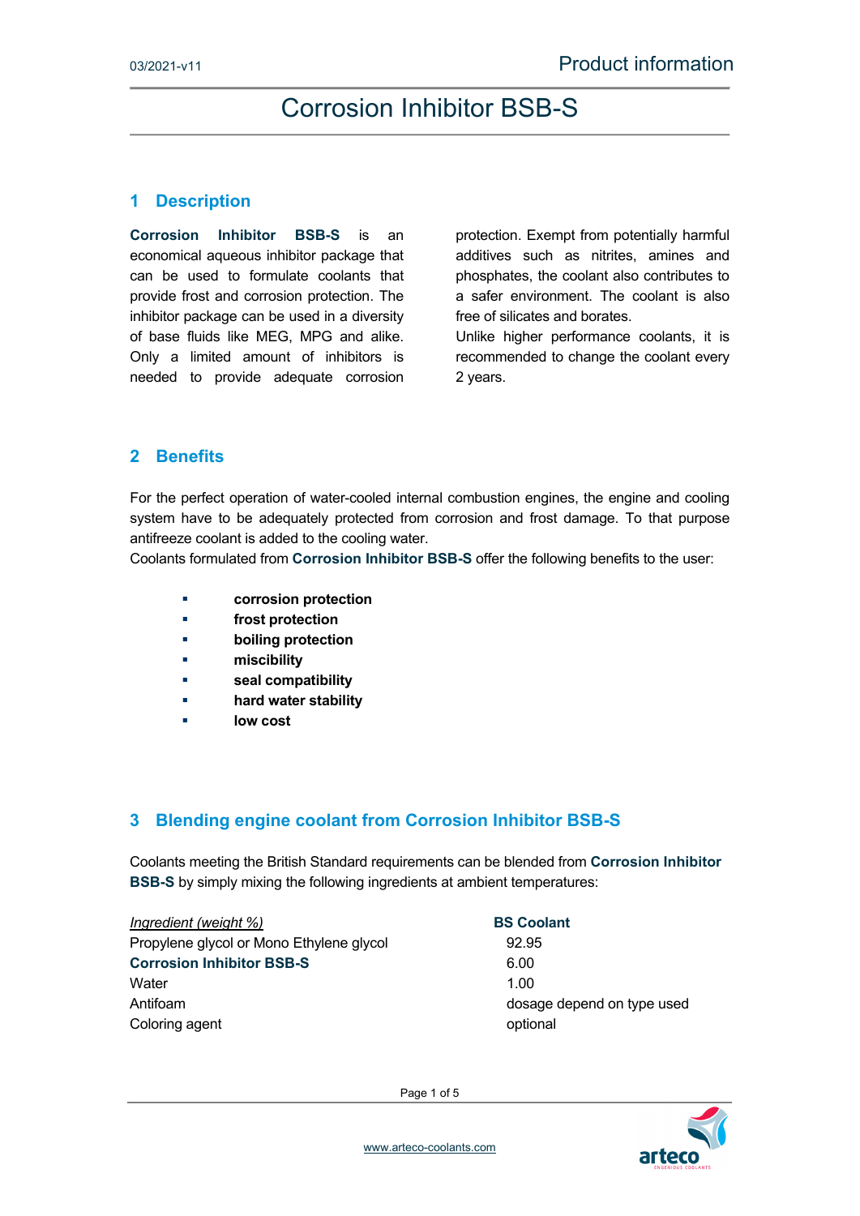# Corrosion Inhibitor BSB-S

## 1 Description

**Corrosion Inhibitor BSB-S** is an economical aqueous inhibitor package that can be used to formulate coolants that provide frost and corrosion protection. The inhibitor package can be used in a diversity of base fluids like MEG, MPG and alike. Only a limited amount of inhibitors is needed to provide adequate corrosion protection. Exempt from potentially harmful additives such as nitrites, amines and phosphates, the coolant also contributes to a safer environment. The coolant is also free of silicates and borates.
Unlike higher performance coolants, it is recommended to change the coolant every 2 years.

## 2 Benefits

For the perfect operation of water-cooled internal combustion engines, the engine and cooling system have to be adequately protected from corrosion and frost damage. To that purpose antifreeze coolant is added to the cooling water.
Coolants formulated from **Corrosion Inhibitor BSB-S** offer the following benefits to the user:

- **corrosion protection**
- **frost protection**
- **boiling protection**
- **miscibility**
- **seal compatibility**
- **hard water stability**
- **low cost**

## 3 Blending engine coolant from Corrosion Inhibitor BSB-S

Coolants meeting the British Standard requirements can be blended from **Corrosion Inhibitor BSB-S** by simply mixing the following ingredients at ambient temperatures:

| *Ingredient (weight %)* | **BS Coolant** |
|---|---|
| Propylene glycol or Mono Ethylene glycol | 92.95 |
| **Corrosion Inhibitor BSB-S** | 6.00 |
| Water | 1.00 |
| Antifoam | dosage depend on type used |
| Coloring agent | optional |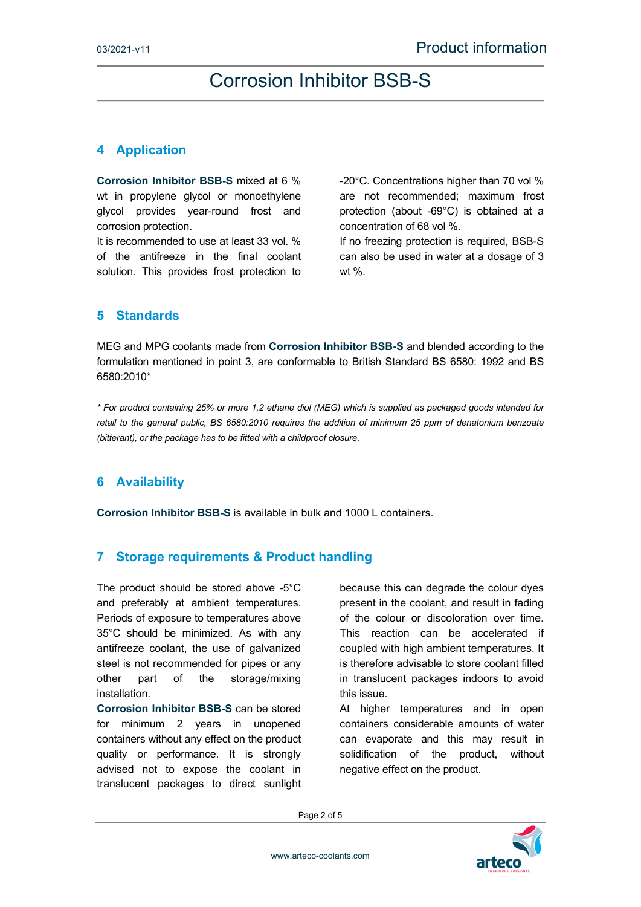## 4 Application

**Corrosion Inhibitor BSB-S** mixed at 6 % wt in propylene glycol or monoethylene glycol provides year-round frost and corrosion protection.

It is recommended to use at least 33 vol. % of the antifreeze in the final coolant solution. This provides frost protection to -20°C. Concentrations higher than 70 vol % are not recommended; maximum frost protection (about -69°C) is obtained at a concentration of 68 vol %.

If no freezing protection is required, BSB-S can also be used in water at a dosage of 3 wt %.

## 5 Standards

MEG and MPG coolants made from **Corrosion Inhibitor BSB-S** and blended according to the formulation mentioned in point 3, are conformable to British Standard BS 6580: 1992 and BS 6580:2010*

*\* For product containing 25% or more 1,2 ethane diol (MEG) which is supplied as packaged goods intended for retail to the general public, BS 6580:2010 requires the addition of minimum 25 ppm of denatonium benzoate (bitterant), or the package has to be fitted with a childproof closure.*

## 6 Availability

**Corrosion Inhibitor BSB-S** is available in bulk and 1000 L containers.

## 7 Storage requirements & Product handling

The product should be stored above -5°C and preferably at ambient temperatures. Periods of exposure to temperatures above 35°C should be minimized. As with any antifreeze coolant, the use of galvanized steel is not recommended for pipes or any other part of the storage/mixing installation.

**Corrosion Inhibitor BSB-S** can be stored for minimum 2 years in unopened containers without any effect on the product quality or performance. It is strongly advised not to expose the coolant in translucent packages to direct sunlight because this can degrade the colour dyes present in the coolant, and result in fading of the colour or discoloration over time. This reaction can be accelerated if coupled with high ambient temperatures. It is therefore advisable to store coolant filled in translucent packages indoors to avoid this issue.

At higher temperatures and in open containers considerable amounts of water can evaporate and this may result in solidification of the product, without negative effect on the product.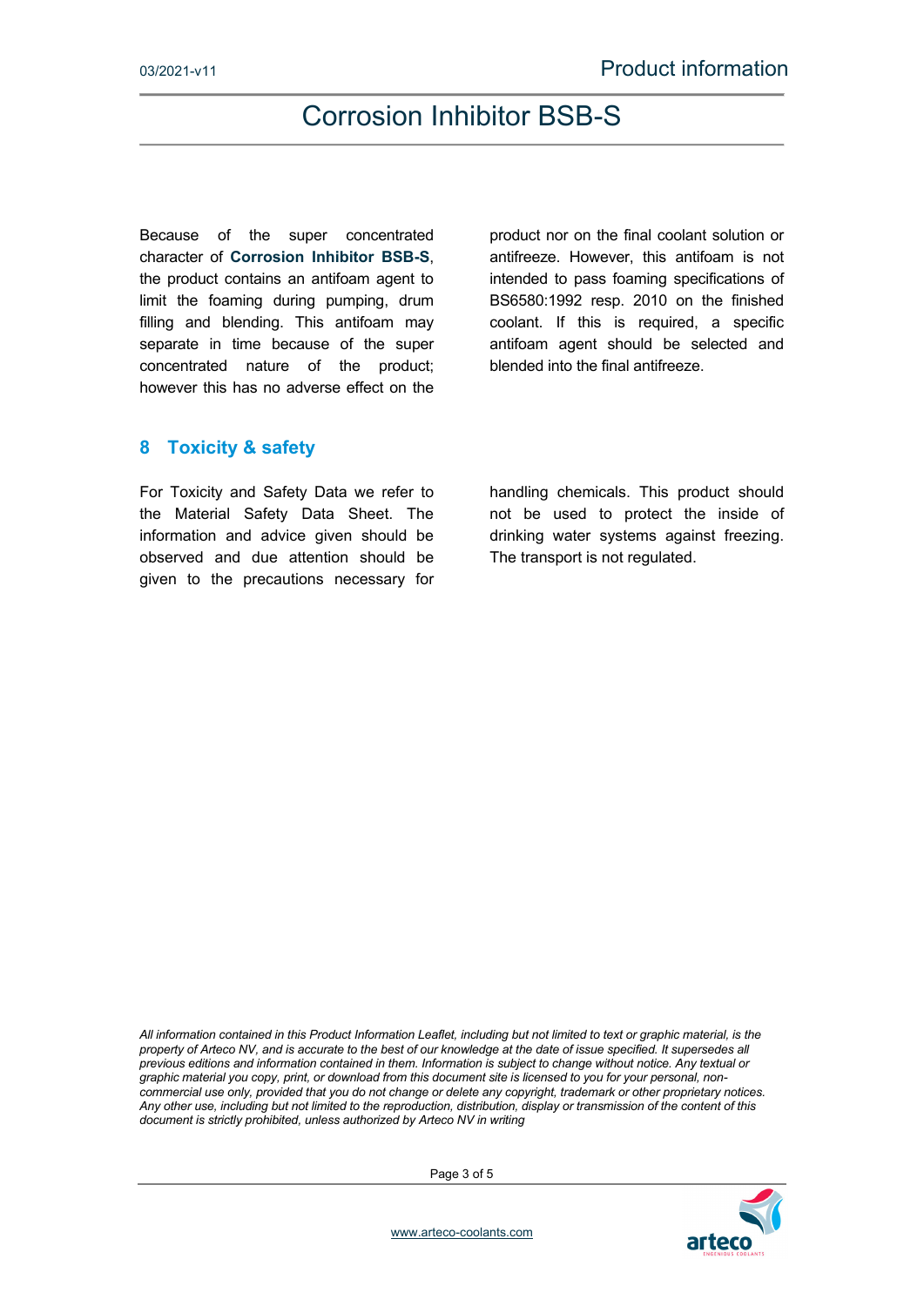Because of the super concentrated character of **Corrosion Inhibitor BSB-S**, the product contains an antifoam agent to limit the foaming during pumping, drum filling and blending. This antifoam may separate in time because of the super concentrated nature of the product; however this has no adverse effect on the product nor on the final coolant solution or antifreeze. However, this antifoam is not intended to pass foaming specifications of BS6580:1992 resp. 2010 on the finished coolant. If this is required, a specific antifoam agent should be selected and blended into the final antifreeze.

## 8 Toxicity & safety

For Toxicity and Safety Data we refer to the Material Safety Data Sheet. The information and advice given should be observed and due attention should be given to the precautions necessary for handling chemicals. This product should not be used to protect the inside of drinking water systems against freezing. The transport is not regulated.

*All information contained in this Product Information Leaflet, including but not limited to text or graphic material, is the property of Arteco NV, and is accurate to the best of our knowledge at the date of issue specified. It supersedes all previous editions and information contained in them. Information is subject to change without notice. Any textual or graphic material you copy, print, or download from this document site is licensed to you for your personal, non-commercial use only, provided that you do not change or delete any copyright, trademark or other proprietary notices. Any other use, including but not limited to the reproduction, distribution, display or transmission of the content of this document is strictly prohibited, unless authorized by Arteco NV in writing*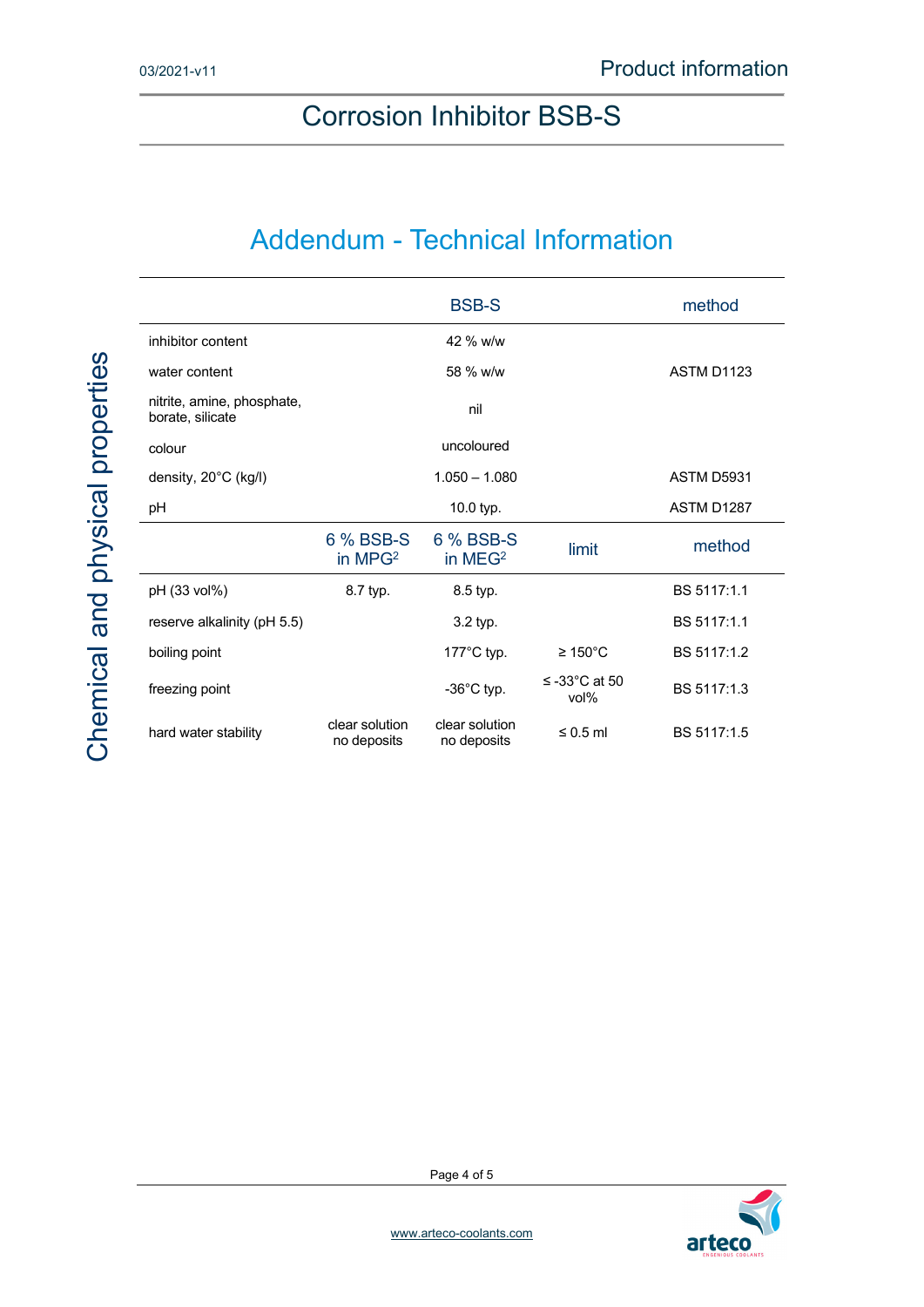# Corrosion Inhibitor BSB-S

## Addendum - Technical Information

**Chemical and physical properties**

| | BSB-S | method |
|---|---|---|
| inhibitor content | 42 % w/w | |
| water content | 58 % w/w | ASTM D1123 |
| nitrite, amine, phosphate, borate, silicate | nil | |
| colour | uncoloured | |
| density, 20°C (kg/l) | 1.050 – 1.080 | ASTM D5931 |
| pH | 10.0 typ. | ASTM D1287 |

| | 6 % BSB-S in MPG[2] | 6 % BSB-S in MEG[2] | limit | method |
|---|---|---|---|---|
| pH (33 vol%) | 8.7 typ. | 8.5 typ. | | BS 5117:1.1 |
| reserve alkalinity (pH 5.5) | | 3.2 typ. | | BS 5117:1.1 |
| boiling point | | 177°C typ. | ≥ 150°C | BS 5117:1.2 |
| freezing point | | -36°C typ. | ≤ -33°C at 50 vol% | BS 5117:1.3 |
| hard water stability | clear solution no deposits | clear solution no deposits | ≤ 0.5 ml | BS 5117:1.5 |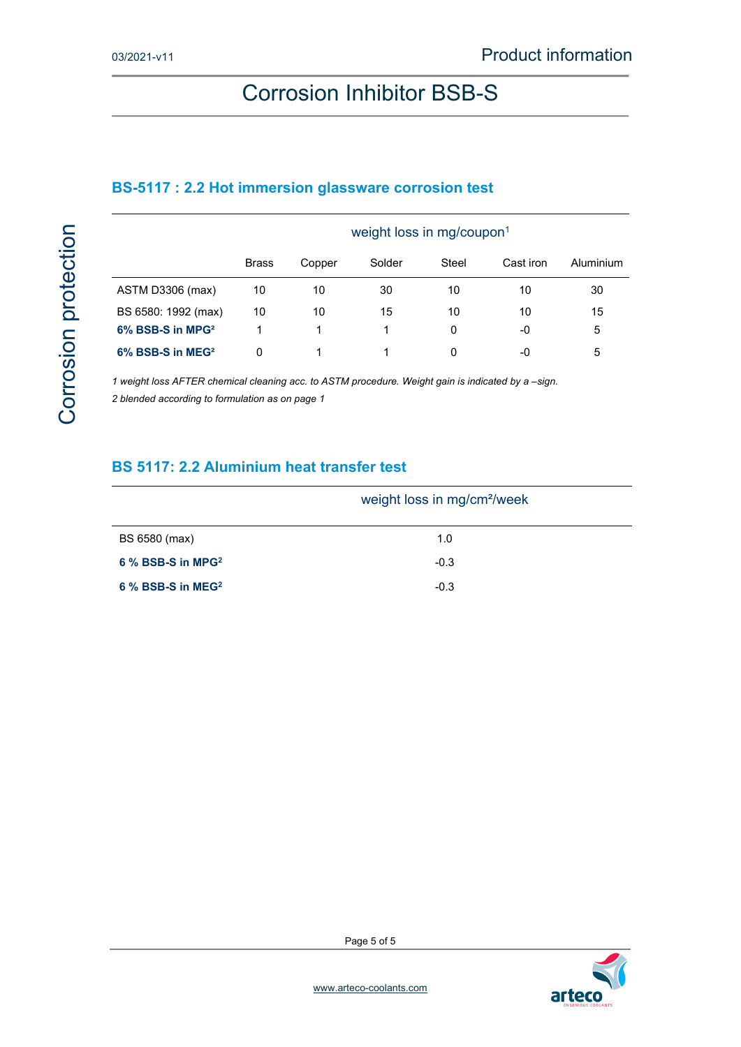# Corrosion Inhibitor BSB-S

Corrosion protection

## BS-5117 : 2.2 Hot immersion glassware corrosion test

| | weight loss in mg/coupon[1] | | | | | |
|---|---|---|---|---|---|---|
| | Brass | Copper | Solder | Steel | Cast iron | Aluminium |
| ASTM D3306 (max) | 10 | 10 | 30 | 10 | 10 | 30 |
| BS 6580: 1992 (max) | 10 | 10 | 15 | 10 | 10 | 15 |
| **6% BSB-S in MPG[2]** | 1 | 1 | 1 | 0 | -0 | 5 |
| **6% BSB-S in MEG[2]** | 0 | 1 | 1 | 0 | -0 | 5 |

*1 weight loss AFTER chemical cleaning acc. to ASTM procedure. Weight gain is indicated by a –sign.*

*2 blended according to formulation as on page 1*

## BS 5117: 2.2 Aluminium heat transfer test

| | weight loss in mg/cm²/week |
|---|---|
| BS 6580 (max) | 1.0 |
| **6 % BSB-S in MPG[2]** | -0.3 |
| **6 % BSB-S in MEG[2]** | -0.3 |

www.arteco-coolants.com